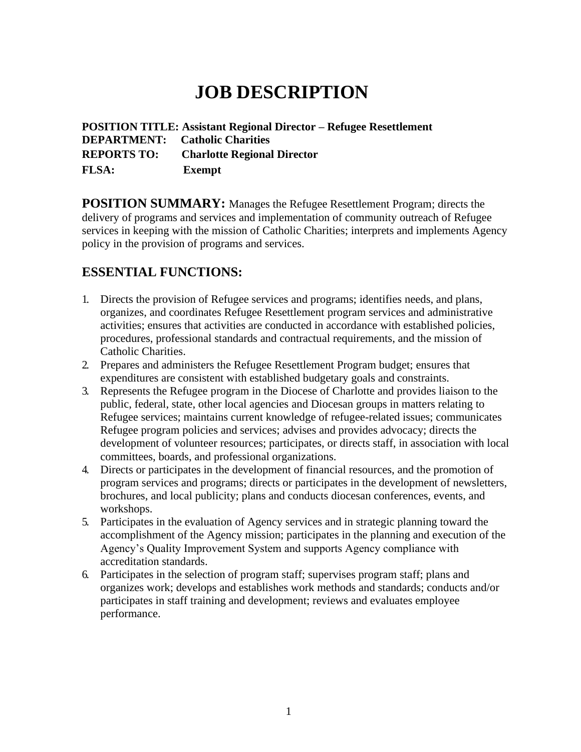# JOB DESCRIPTION

**POSITION TITLE: Assistant Regional Director – Refugee Resettlement**
**DEPARTMENT: Catholic Charities**
**REPORTS TO: Charlotte Regional Director**
**FLSA: Exempt**

**POSITION SUMMARY:** Manages the Refugee Resettlement Program; directs the delivery of programs and services and implementation of community outreach of Refugee services in keeping with the mission of Catholic Charities; interprets and implements Agency policy in the provision of programs and services.

## ESSENTIAL FUNCTIONS:

1. Directs the provision of Refugee services and programs; identifies needs, and plans, organizes, and coordinates Refugee Resettlement program services and administrative activities; ensures that activities are conducted in accordance with established policies, procedures, professional standards and contractual requirements, and the mission of Catholic Charities.
2. Prepares and administers the Refugee Resettlement Program budget; ensures that expenditures are consistent with established budgetary goals and constraints.
3. Represents the Refugee program in the Diocese of Charlotte and provides liaison to the public, federal, state, other local agencies and Diocesan groups in matters relating to Refugee services; maintains current knowledge of refugee-related issues; communicates Refugee program policies and services; advises and provides advocacy; directs the development of volunteer resources; participates, or directs staff, in association with local committees, boards, and professional organizations.
4. Directs or participates in the development of financial resources, and the promotion of program services and programs; directs or participates in the development of newsletters, brochures, and local publicity; plans and conducts diocesan conferences, events, and workshops.
5. Participates in the evaluation of Agency services and in strategic planning toward the accomplishment of the Agency mission; participates in the planning and execution of the Agency's Quality Improvement System and supports Agency compliance with accreditation standards.
6. Participates in the selection of program staff; supervises program staff; plans and organizes work; develops and establishes work methods and standards; conducts and/or participates in staff training and development; reviews and evaluates employee performance.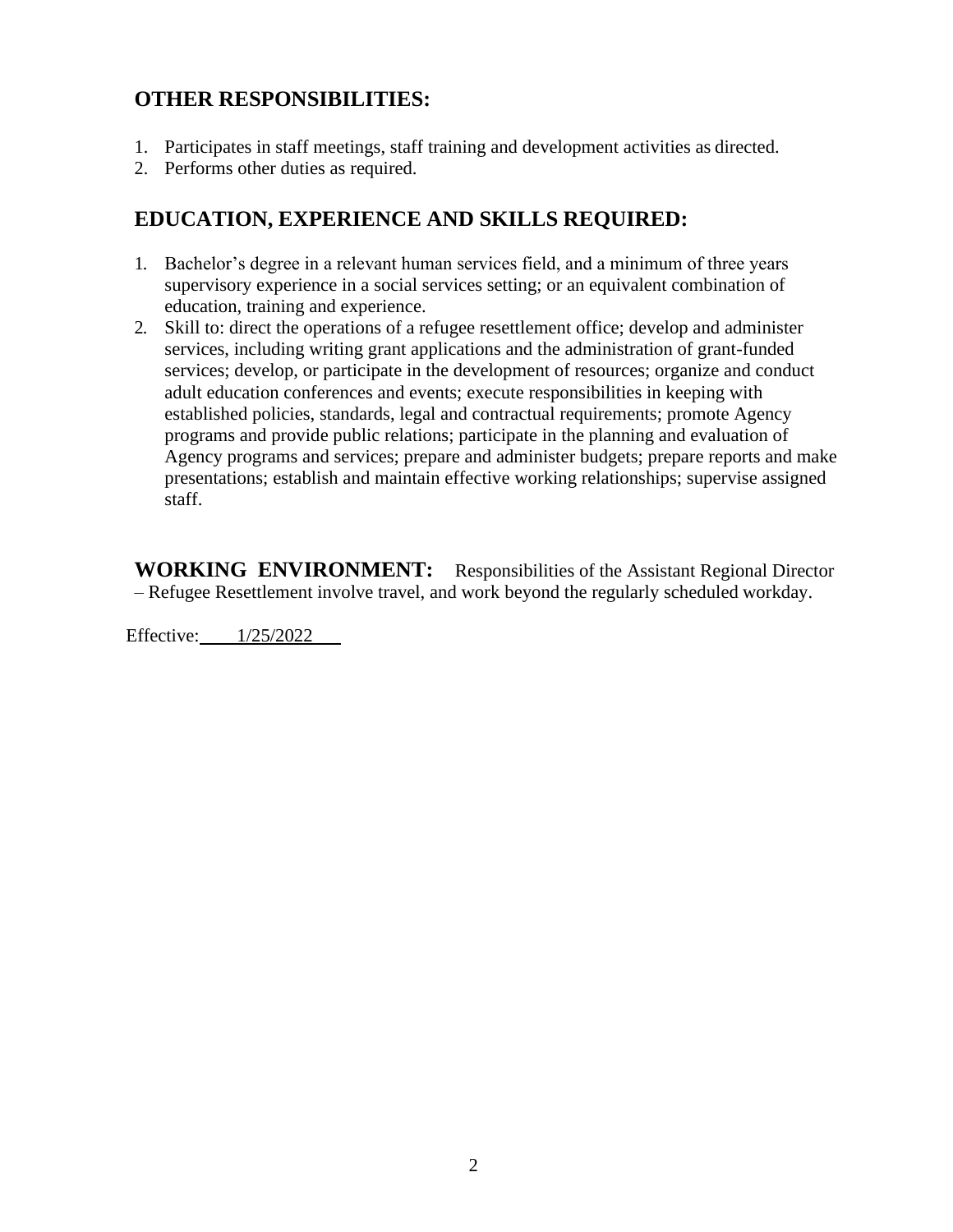## OTHER RESPONSIBILITIES:

1. Participates in staff meetings, staff training and development activities as directed.
2. Performs other duties as required.

## EDUCATION, EXPERIENCE AND SKILLS REQUIRED:

1. Bachelor's degree in a relevant human services field, and a minimum of three years supervisory experience in a social services setting; or an equivalent combination of education, training and experience.
2. Skill to: direct the operations of a refugee resettlement office; develop and administer services, including writing grant applications and the administration of grant-funded services; develop, or participate in the development of resources; organize and conduct adult education conferences and events; execute responsibilities in keeping with established policies, standards, legal and contractual requirements; promote Agency programs and provide public relations; participate in the planning and evaluation of Agency programs and services; prepare and administer budgets; prepare reports and make presentations; establish and maintain effective working relationships; supervise assigned staff.

**WORKING ENVIRONMENT:** Responsibilities of the Assistant Regional Director – Refugee Resettlement involve travel, and work beyond the regularly scheduled workday.

Effective: 1/25/2022